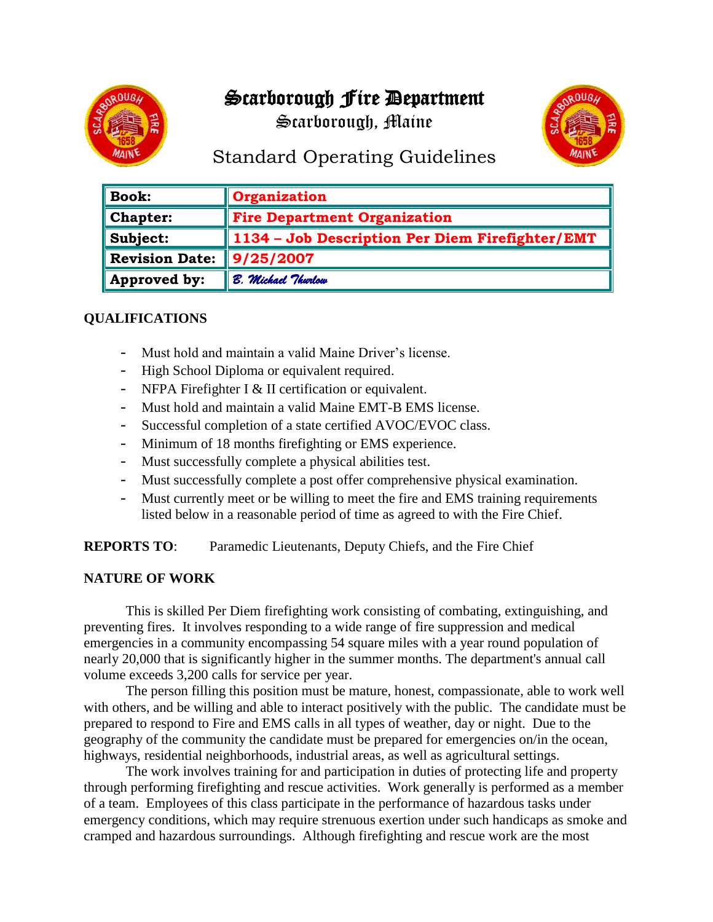# Scarborough Fire Department

Scarborough, Maine

## Standard Operating Guidelines

| Book: | Organization |
|---|---|
| Chapter: | Fire Department Organization |
| Subject: | 1134 – Job Description Per Diem Firefighter/EMT |
| Revision Date: | 9/25/2007 |
| Approved by: | *B. Michael Thurlow* |

**QUALIFICATIONS**

- Must hold and maintain a valid Maine Driver's license.
- High School Diploma or equivalent required.
- NFPA Firefighter I & II certification or equivalent.
- Must hold and maintain a valid Maine EMT-B EMS license.
- Successful completion of a state certified AVOC/EVOC class.
- Minimum of 18 months firefighting or EMS experience.
- Must successfully complete a physical abilities test.
- Must successfully complete a post offer comprehensive physical examination.
- Must currently meet or be willing to meet the fire and EMS training requirements listed below in a reasonable period of time as agreed to with the Fire Chief.

**REPORTS TO**: Paramedic Lieutenants, Deputy Chiefs, and the Fire Chief

**NATURE OF WORK**

This is skilled Per Diem firefighting work consisting of combating, extinguishing, and preventing fires. It involves responding to a wide range of fire suppression and medical emergencies in a community encompassing 54 square miles with a year round population of nearly 20,000 that is significantly higher in the summer months. The department's annual call volume exceeds 3,200 calls for service per year.

The person filling this position must be mature, honest, compassionate, able to work well with others, and be willing and able to interact positively with the public. The candidate must be prepared to respond to Fire and EMS calls in all types of weather, day or night. Due to the geography of the community the candidate must be prepared for emergencies on/in the ocean, highways, residential neighborhoods, industrial areas, as well as agricultural settings.

The work involves training for and participation in duties of protecting life and property through performing firefighting and rescue activities. Work generally is performed as a member of a team. Employees of this class participate in the performance of hazardous tasks under emergency conditions, which may require strenuous exertion under such handicaps as smoke and cramped and hazardous surroundings. Although firefighting and rescue work are the most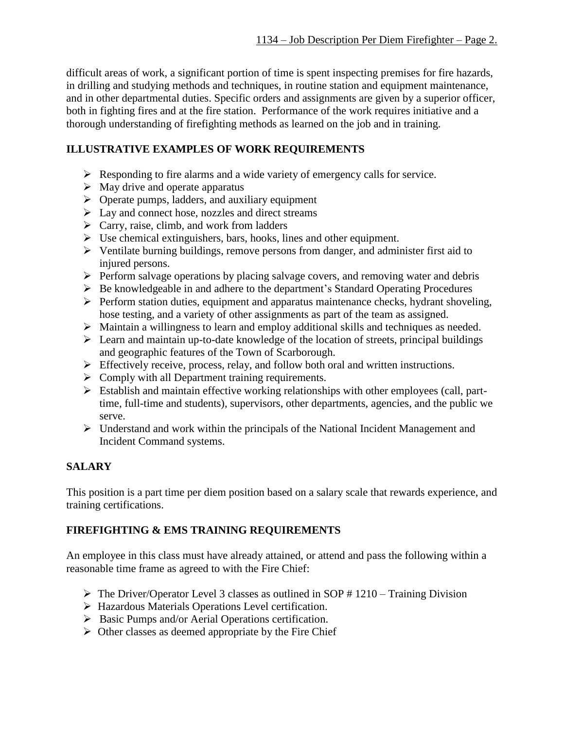difficult areas of work, a significant portion of time is spent inspecting premises for fire hazards, in drilling and studying methods and techniques, in routine station and equipment maintenance, and in other departmental duties. Specific orders and assignments are given by a superior officer, both in fighting fires and at the fire station. Performance of the work requires initiative and a thorough understanding of firefighting methods as learned on the job and in training.

## ILLUSTRATIVE EXAMPLES OF WORK REQUIREMENTS

- Responding to fire alarms and a wide variety of emergency calls for service.
- May drive and operate apparatus
- Operate pumps, ladders, and auxiliary equipment
- Lay and connect hose, nozzles and direct streams
- Carry, raise, climb, and work from ladders
- Use chemical extinguishers, bars, hooks, lines and other equipment.
- Ventilate burning buildings, remove persons from danger, and administer first aid to injured persons.
- Perform salvage operations by placing salvage covers, and removing water and debris
- Be knowledgeable in and adhere to the department's Standard Operating Procedures
- Perform station duties, equipment and apparatus maintenance checks, hydrant shoveling, hose testing, and a variety of other assignments as part of the team as assigned.
- Maintain a willingness to learn and employ additional skills and techniques as needed.
- Learn and maintain up-to-date knowledge of the location of streets, principal buildings and geographic features of the Town of Scarborough.
- Effectively receive, process, relay, and follow both oral and written instructions.
- Comply with all Department training requirements.
- Establish and maintain effective working relationships with other employees (call, part-time, full-time and students), supervisors, other departments, agencies, and the public we serve.
- Understand and work within the principals of the National Incident Management and Incident Command systems.

## SALARY

This position is a part time per diem position based on a salary scale that rewards experience, and training certifications.

## FIREFIGHTING & EMS TRAINING REQUIREMENTS

An employee in this class must have already attained, or attend and pass the following within a reasonable time frame as agreed to with the Fire Chief:

- The Driver/Operator Level 3 classes as outlined in SOP # 1210 – Training Division
- Hazardous Materials Operations Level certification.
- Basic Pumps and/or Aerial Operations certification.
- Other classes as deemed appropriate by the Fire Chief